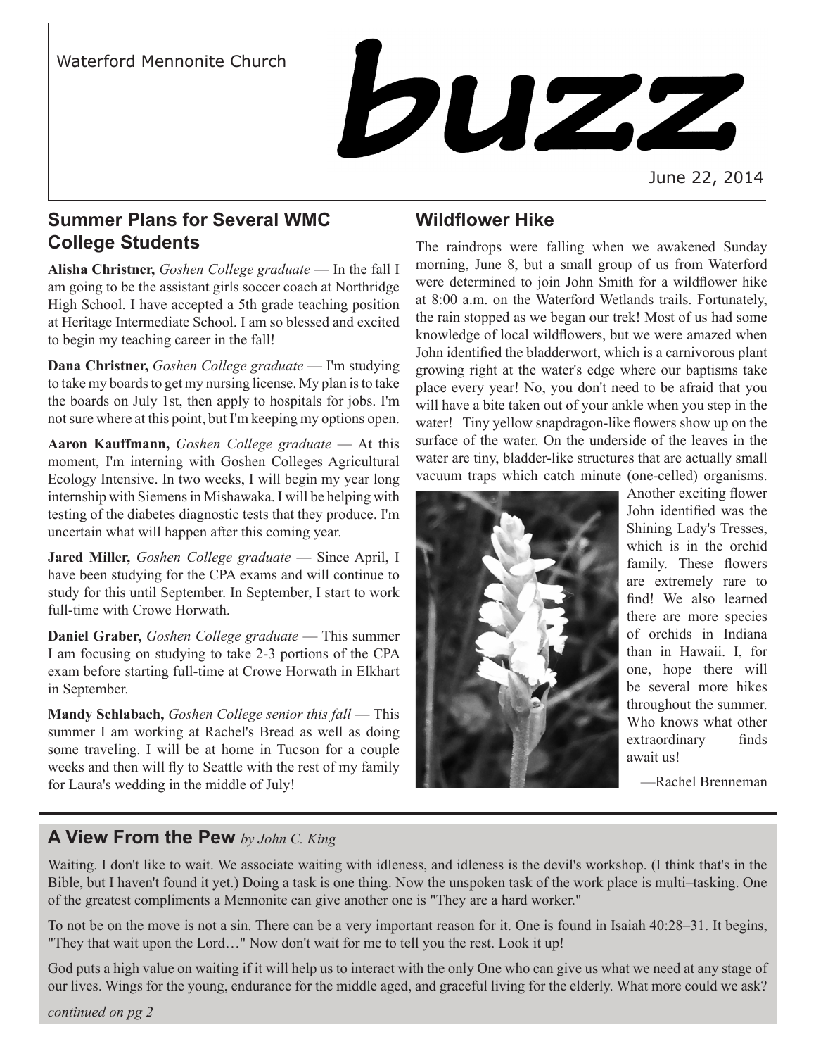Waterford Mennonite Church

# buzz

June 22, 2014

## Summer Plans for Several WMC College Students

**Alisha Christner,** *Goshen College graduate* — In the fall I am going to be the assistant girls soccer coach at Northridge High School. I have accepted a 5th grade teaching position at Heritage Intermediate School. I am so blessed and excited to begin my teaching career in the fall!

**Dana Christner,** *Goshen College graduate* — I'm studying to take my boards to get my nursing license. My plan is to take the boards on July 1st, then apply to hospitals for jobs. I'm not sure where at this point, but I'm keeping my options open.

**Aaron Kauffmann,** *Goshen College graduate* — At this moment, I'm interning with Goshen Colleges Agricultural Ecology Intensive. In two weeks, I will begin my year long internship with Siemens in Mishawaka. I will be helping with testing of the diabetes diagnostic tests that they produce. I'm uncertain what will happen after this coming year.

**Jared Miller,** *Goshen College graduate* — Since April, I have been studying for the CPA exams and will continue to study for this until September. In September, I start to work full-time with Crowe Horwath.

**Daniel Graber,** *Goshen College graduate* — This summer I am focusing on studying to take 2-3 portions of the CPA exam before starting full-time at Crowe Horwath in Elkhart in September.

**Mandy Schlabach,** *Goshen College senior this fall* — This summer I am working at Rachel's Bread as well as doing some traveling. I will be at home in Tucson for a couple weeks and then will fly to Seattle with the rest of my family for Laura's wedding in the middle of July!

## Wildflower Hike

The raindrops were falling when we awakened Sunday morning, June 8, but a small group of us from Waterford were determined to join John Smith for a wildflower hike at 8:00 a.m. on the Waterford Wetlands trails. Fortunately, the rain stopped as we began our trek! Most of us had some knowledge of local wildflowers, but we were amazed when John identified the bladderwort, which is a carnivorous plant growing right at the water's edge where our baptisms take place every year! No, you don't need to be afraid that you will have a bite taken out of your ankle when you step in the water! Tiny yellow snapdragon-like flowers show up on the surface of the water. On the underside of the leaves in the water are tiny, bladder-like structures that are actually small vacuum traps which catch minute (one-celled) organisms. Another exciting flower John identified was the Shining Lady's Tresses, which is in the orchid family. These flowers are extremely rare to find! We also learned there are more species of orchids in Indiana than in Hawaii. I, for one, hope there will be several more hikes throughout the summer. Who knows what other extraordinary finds await us!

—Rachel Brenneman

## A View From the Pew *by John C. King*

Waiting. I don't like to wait. We associate waiting with idleness, and idleness is the devil's workshop. (I think that's in the Bible, but I haven't found it yet.) Doing a task is one thing. Now the unspoken task of the work place is multi–tasking. One of the greatest compliments a Mennonite can give another one is "They are a hard worker."

To not be on the move is not a sin. There can be a very important reason for it. One is found in Isaiah 40:28–31. It begins, "They that wait upon the Lord…" Now don't wait for me to tell you the rest. Look it up!

God puts a high value on waiting if it will help us to interact with the only One who can give us what we need at any stage of our lives. Wings for the young, endurance for the middle aged, and graceful living for the elderly. What more could we ask?

*continued on pg 2*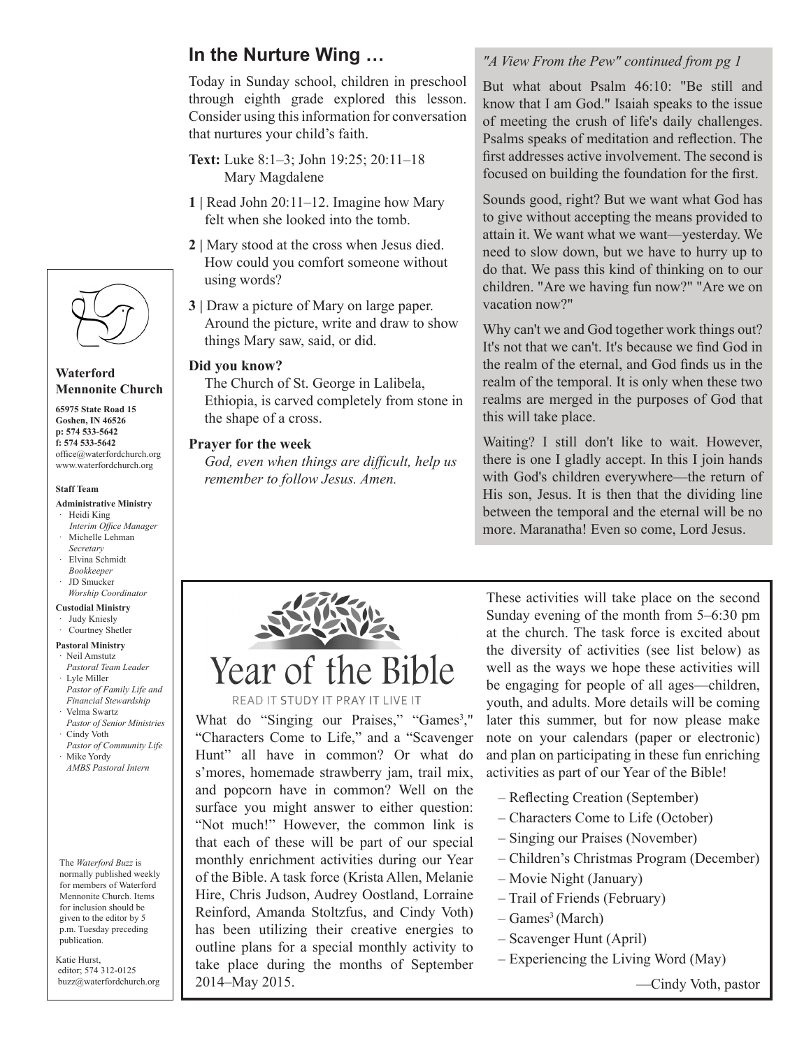## In the Nurture Wing …

Today in Sunday school, children in preschool through eighth grade explored this lesson. Consider using this information for conversation that nurtures your child's faith.

**Text:** Luke 8:1–3; John 19:25; 20:11–18
Mary Magdalene

**1 |** Read John 20:11–12. Imagine how Mary felt when she looked into the tomb.

**2 |** Mary stood at the cross when Jesus died. How could you comfort someone without using words?

**3 |** Draw a picture of Mary on large paper. Around the picture, write and draw to show things Mary saw, said, or did.

### Did you know?

The Church of St. George in Lalibela, Ethiopia, is carved completely from stone in the shape of a cross.

### Prayer for the week

*God, even when things are difficult, help us remember to follow Jesus. Amen.*

*"A View From the Pew" continued from pg 1*

But what about Psalm 46:10: "Be still and know that I am God." Isaiah speaks to the issue of meeting the crush of life's daily challenges. Psalms speaks of meditation and reflection. The first addresses active involvement. The second is focused on building the foundation for the first.

Sounds good, right? But we want what God has to give without accepting the means provided to attain it. We want what we want—yesterday. We need to slow down, but we have to hurry up to do that. We pass this kind of thinking on to our children. "Are we having fun now?" "Are we on vacation now?"

Why can't we and God together work things out? It's not that we can't. It's because we find God in the realm of the eternal, and God finds us in the realm of the temporal. It is only when these two realms are merged in the purposes of God that this will take place.

Waiting? I still don't like to wait. However, there is one I gladly accept. In this I join hands with God's children everywhere—the return of His son, Jesus. It is then that the dividing line between the temporal and the eternal will be no more. Maranatha! Even so come, Lord Jesus.

**Waterford Mennonite Church**

**65975 State Road 15**
**Goshen, IN 46526**
**p: 574 533-5642**
**f: 574 533-5642**
office@waterfordchurch.org
www.waterfordchurch.org

**Staff Team**

**Administrative Ministry**
- Heidi King, *Interim Office Manager*
- Michelle Lehman, *Secretary*
- Elvina Schmidt, *Bookkeeper*
- JD Smucker, *Worship Coordinator*

**Custodial Ministry**
- Judy Kniesly
- Courtney Shetler

**Pastoral Ministry**
- Neil Amstutz, *Pastoral Team Leader*
- Lyle Miller, *Pastor of Family Life and Financial Stewardship*
- Velma Swartz, *Pastor of Senior Ministries*
- Cindy Voth, *Pastor of Community Life*
- Mike Yordy, *AMBS Pastoral Intern*

The *Waterford Buzz* is normally published weekly for members of Waterford Mennonite Church. Items for inclusion should be given to the editor by 5 p.m. Tuesday preceding publication.

Katie Hurst, editor; 574 312-0125
buzz@waterfordchurch.org

## Year of the Bible

READ IT STUDY IT PRAY IT LIVE IT

What do "Singing our Praises," "Games³," "Characters Come to Life," and a "Scavenger Hunt" all have in common? Or what do s'mores, homemade strawberry jam, trail mix, and popcorn have in common? Well on the surface you might answer to either question: "Not much!" However, the common link is that each of these will be part of our special monthly enrichment activities during our Year of the Bible. A task force (Krista Allen, Melanie Hire, Chris Judson, Audrey Oostland, Lorraine Reinford, Amanda Stoltzfus, and Cindy Voth) has been utilizing their creative energies to outline plans for a special monthly activity to take place during the months of September 2014–May 2015.

These activities will take place on the second Sunday evening of the month from 5–6:30 pm at the church. The task force is excited about the diversity of activities (see list below) as well as the ways we hope these activities will be engaging for people of all ages—children, youth, and adults. More details will be coming later this summer, but for now please make note on your calendars (paper or electronic) and plan on participating in these fun enriching activities as part of our Year of the Bible!

– Reflecting Creation (September)
– Characters Come to Life (October)
– Singing our Praises (November)
– Children's Christmas Program (December)
– Movie Night (January)
– Trail of Friends (February)
– Games³ (March)
– Scavenger Hunt (April)
– Experiencing the Living Word (May)

—Cindy Voth, pastor